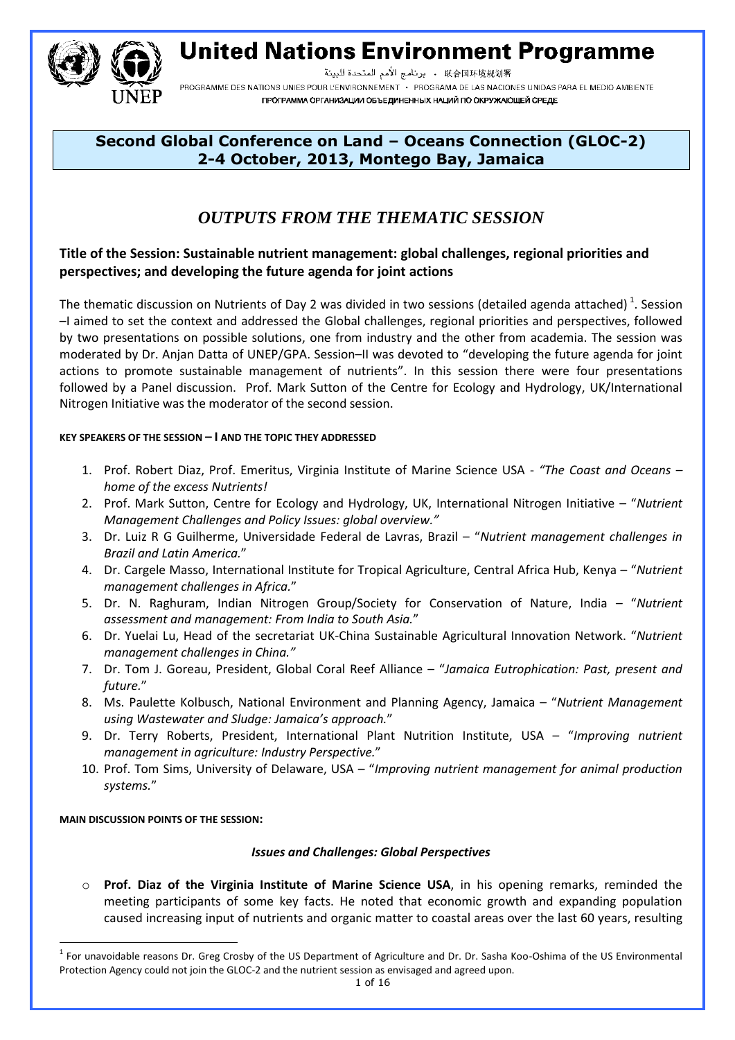# United Nations Environment Programme

برنامج الأمم المتحدة للبيئة • 联合国环境规划署

PROGRAMME DES NATIONS UNIES POUR L'ENVIRONNEMENT • PROGRAMA DE LAS NACIONES UNIDAS PARA EL MEDIO AMBIENTE

ПРОГРАММА ОРГАНИЗАЦИИ ОБЪЕДИНЕННЫХ НАЦИЙ ПО ОКРУЖАЮЩЕЙ СРЕДЕ

## Second Global Conference on Land – Oceans Connection (GLOC-2)
## 2-4 October, 2013, Montego Bay, Jamaica

# *OUTPUTS FROM THE THEMATIC SESSION*

### Title of the Session: Sustainable nutrient management: global challenges, regional priorities and perspectives; and developing the future agenda for joint actions

The thematic discussion on Nutrients of Day 2 was divided in two sessions (detailed agenda attached) [1]. Session –I aimed to set the context and addressed the Global challenges, regional priorities and perspectives, followed by two presentations on possible solutions, one from industry and the other from academia. The session was moderated by Dr. Anjan Datta of UNEP/GPA. Session–II was devoted to "developing the future agenda for joint actions to promote sustainable management of nutrients". In this session there were four presentations followed by a Panel discussion. Prof. Mark Sutton of the Centre for Ecology and Hydrology, UK/International Nitrogen Initiative was the moderator of the second session.

**KEY SPEAKERS OF THE SESSION – I AND THE TOPIC THEY ADDRESSED**

1. Prof. Robert Diaz, Prof. Emeritus, Virginia Institute of Marine Science USA - *"The Coast and Oceans – home of the excess Nutrients!*
2. Prof. Mark Sutton, Centre for Ecology and Hydrology, UK, International Nitrogen Initiative – "*Nutrient Management Challenges and Policy Issues: global overview."*
3. Dr. Luiz R G Guilherme, Universidade Federal de Lavras, Brazil – "*Nutrient management challenges in Brazil and Latin America.*"
4. Dr. Cargele Masso, International Institute for Tropical Agriculture, Central Africa Hub, Kenya – "*Nutrient management challenges in Africa.*"
5. Dr. N. Raghuram, Indian Nitrogen Group/Society for Conservation of Nature, India – "*Nutrient assessment and management: From India to South Asia.*"
6. Dr. Yuelai Lu, Head of the secretariat UK-China Sustainable Agricultural Innovation Network. "*Nutrient management challenges in China."*
7. Dr. Tom J. Goreau, President, Global Coral Reef Alliance – "*Jamaica Eutrophication: Past, present and future.*"
8. Ms. Paulette Kolbusch, National Environment and Planning Agency, Jamaica – "*Nutrient Management using Wastewater and Sludge: Jamaica's approach.*"
9. Dr. Terry Roberts, President, International Plant Nutrition Institute, USA – "*Improving nutrient management in agriculture: Industry Perspective.*"
10. Prof. Tom Sims, University of Delaware, USA – "*Improving nutrient management for animal production systems.*"

**MAIN DISCUSSION POINTS OF THE SESSION:**

***Issues and Challenges: Global Perspectives***

- **Prof. Diaz of the Virginia Institute of Marine Science USA**, in his opening remarks, reminded the meeting participants of some key facts. He noted that economic growth and expanding population caused increasing input of nutrients and organic matter to coastal areas over the last 60 years, resulting

[1] For unavoidable reasons Dr. Greg Crosby of the US Department of Agriculture and Dr. Dr. Sasha Koo-Oshima of the US Environmental Protection Agency could not join the GLOC-2 and the nutrient session as envisaged and agreed upon.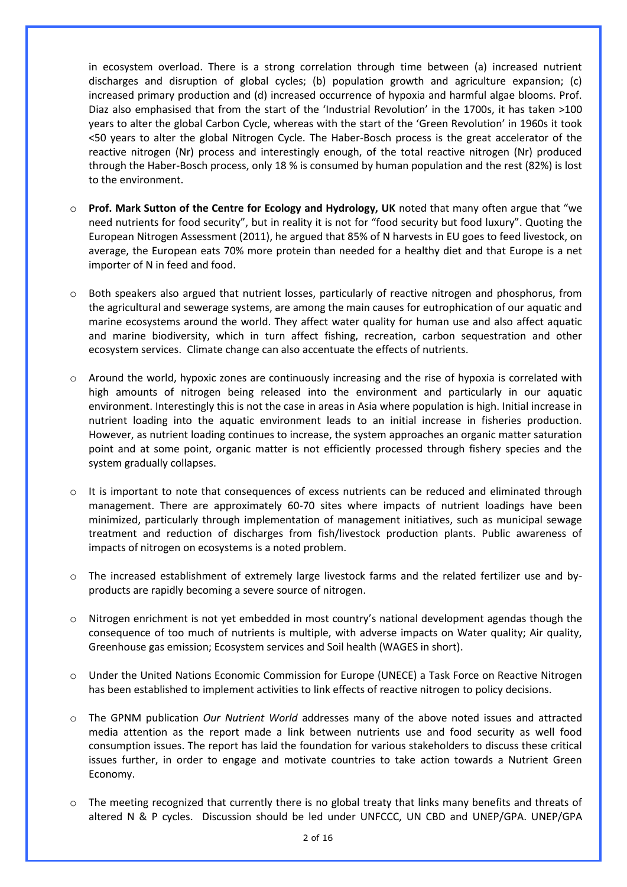in ecosystem overload. There is a strong correlation through time between (a) increased nutrient discharges and disruption of global cycles; (b) population growth and agriculture expansion; (c) increased primary production and (d) increased occurrence of hypoxia and harmful algae blooms. Prof. Diaz also emphasised that from the start of the 'Industrial Revolution' in the 1700s, it has taken >100 years to alter the global Carbon Cycle, whereas with the start of the 'Green Revolution' in 1960s it took <50 years to alter the global Nitrogen Cycle. The Haber-Bosch process is the great accelerator of the reactive nitrogen (Nr) process and interestingly enough, of the total reactive nitrogen (Nr) produced through the Haber-Bosch process, only 18 % is consumed by human population and the rest (82%) is lost to the environment.

- **Prof. Mark Sutton of the Centre for Ecology and Hydrology, UK** noted that many often argue that "we need nutrients for food security", but in reality it is not for "food security but food luxury". Quoting the European Nitrogen Assessment (2011), he argued that 85% of N harvests in EU goes to feed livestock, on average, the European eats 70% more protein than needed for a healthy diet and that Europe is a net importer of N in feed and food.

- Both speakers also argued that nutrient losses, particularly of reactive nitrogen and phosphorus, from the agricultural and sewerage systems, are among the main causes for eutrophication of our aquatic and marine ecosystems around the world. They affect water quality for human use and also affect aquatic and marine biodiversity, which in turn affect fishing, recreation, carbon sequestration and other ecosystem services. Climate change can also accentuate the effects of nutrients.

- Around the world, hypoxic zones are continuously increasing and the rise of hypoxia is correlated with high amounts of nitrogen being released into the environment and particularly in our aquatic environment. Interestingly this is not the case in areas in Asia where population is high. Initial increase in nutrient loading into the aquatic environment leads to an initial increase in fisheries production. However, as nutrient loading continues to increase, the system approaches an organic matter saturation point and at some point, organic matter is not efficiently processed through fishery species and the system gradually collapses.

- It is important to note that consequences of excess nutrients can be reduced and eliminated through management. There are approximately 60-70 sites where impacts of nutrient loadings have been minimized, particularly through implementation of management initiatives, such as municipal sewage treatment and reduction of discharges from fish/livestock production plants. Public awareness of impacts of nitrogen on ecosystems is a noted problem.

- The increased establishment of extremely large livestock farms and the related fertilizer use and by-products are rapidly becoming a severe source of nitrogen.

- Nitrogen enrichment is not yet embedded in most country's national development agendas though the consequence of too much of nutrients is multiple, with adverse impacts on Water quality; Air quality, Greenhouse gas emission; Ecosystem services and Soil health (WAGES in short).

- Under the United Nations Economic Commission for Europe (UNECE) a Task Force on Reactive Nitrogen has been established to implement activities to link effects of reactive nitrogen to policy decisions.

- The GPNM publication *Our Nutrient World* addresses many of the above noted issues and attracted media attention as the report made a link between nutrients use and food security as well food consumption issues. The report has laid the foundation for various stakeholders to discuss these critical issues further, in order to engage and motivate countries to take action towards a Nutrient Green Economy.

- The meeting recognized that currently there is no global treaty that links many benefits and threats of altered N & P cycles. Discussion should be led under UNFCCC, UN CBD and UNEP/GPA. UNEP/GPA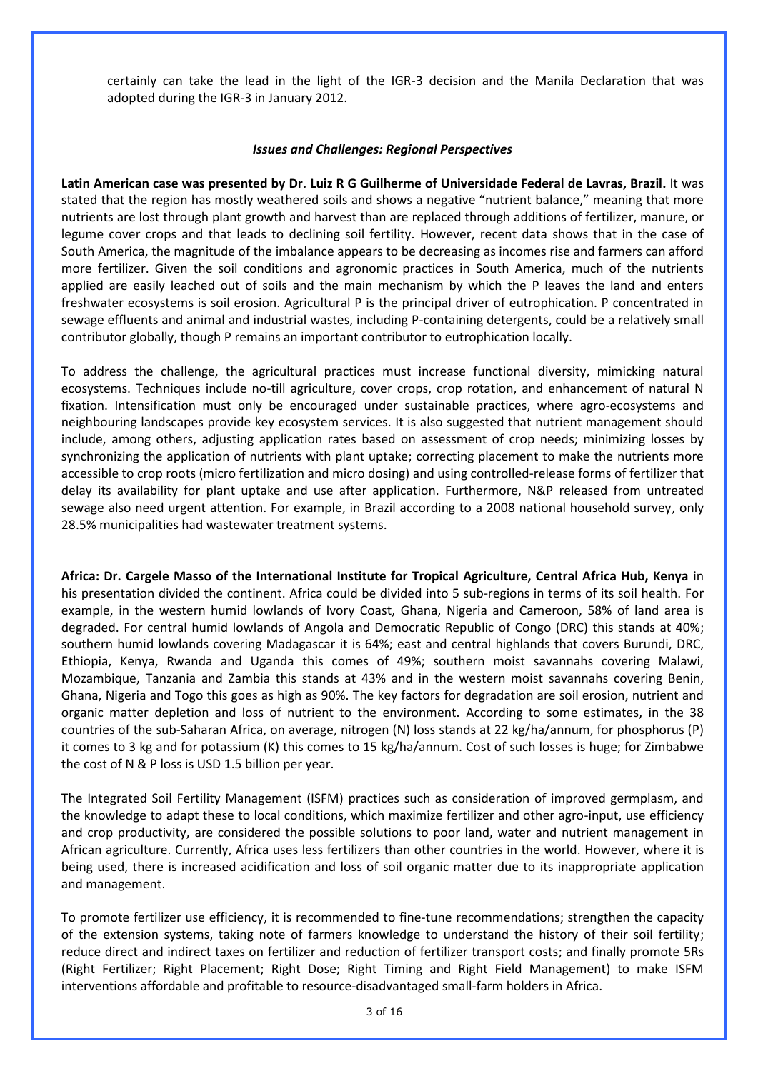certainly can take the lead in the light of the IGR-3 decision and the Manila Declaration that was adopted during the IGR-3 in January 2012.

### *Issues and Challenges: Regional Perspectives*

**Latin American case was presented by Dr. Luiz R G Guilherme of Universidade Federal de Lavras, Brazil.** It was stated that the region has mostly weathered soils and shows a negative "nutrient balance," meaning that more nutrients are lost through plant growth and harvest than are replaced through additions of fertilizer, manure, or legume cover crops and that leads to declining soil fertility. However, recent data shows that in the case of South America, the magnitude of the imbalance appears to be decreasing as incomes rise and farmers can afford more fertilizer. Given the soil conditions and agronomic practices in South America, much of the nutrients applied are easily leached out of soils and the main mechanism by which the P leaves the land and enters freshwater ecosystems is soil erosion. Agricultural P is the principal driver of eutrophication. P concentrated in sewage effluents and animal and industrial wastes, including P-containing detergents, could be a relatively small contributor globally, though P remains an important contributor to eutrophication locally.

To address the challenge, the agricultural practices must increase functional diversity, mimicking natural ecosystems. Techniques include no-till agriculture, cover crops, crop rotation, and enhancement of natural N fixation. Intensification must only be encouraged under sustainable practices, where agro-ecosystems and neighbouring landscapes provide key ecosystem services. It is also suggested that nutrient management should include, among others, adjusting application rates based on assessment of crop needs; minimizing losses by synchronizing the application of nutrients with plant uptake; correcting placement to make the nutrients more accessible to crop roots (micro fertilization and micro dosing) and using controlled-release forms of fertilizer that delay its availability for plant uptake and use after application. Furthermore, N&P released from untreated sewage also need urgent attention. For example, in Brazil according to a 2008 national household survey, only 28.5% municipalities had wastewater treatment systems.

**Africa: Dr. Cargele Masso of the International Institute for Tropical Agriculture, Central Africa Hub, Kenya** in his presentation divided the continent. Africa could be divided into 5 sub-regions in terms of its soil health. For example, in the western humid lowlands of Ivory Coast, Ghana, Nigeria and Cameroon, 58% of land area is degraded. For central humid lowlands of Angola and Democratic Republic of Congo (DRC) this stands at 40%; southern humid lowlands covering Madagascar it is 64%; east and central highlands that covers Burundi, DRC, Ethiopia, Kenya, Rwanda and Uganda this comes of 49%; southern moist savannahs covering Malawi, Mozambique, Tanzania and Zambia this stands at 43% and in the western moist savannahs covering Benin, Ghana, Nigeria and Togo this goes as high as 90%. The key factors for degradation are soil erosion, nutrient and organic matter depletion and loss of nutrient to the environment. According to some estimates, in the 38 countries of the sub-Saharan Africa, on average, nitrogen (N) loss stands at 22 kg/ha/annum, for phosphorus (P) it comes to 3 kg and for potassium (K) this comes to 15 kg/ha/annum. Cost of such losses is huge; for Zimbabwe the cost of N & P loss is USD 1.5 billion per year.

The Integrated Soil Fertility Management (ISFM) practices such as consideration of improved germplasm, and the knowledge to adapt these to local conditions, which maximize fertilizer and other agro-input, use efficiency and crop productivity, are considered the possible solutions to poor land, water and nutrient management in African agriculture. Currently, Africa uses less fertilizers than other countries in the world. However, where it is being used, there is increased acidification and loss of soil organic matter due to its inappropriate application and management.

To promote fertilizer use efficiency, it is recommended to fine-tune recommendations; strengthen the capacity of the extension systems, taking note of farmers knowledge to understand the history of their soil fertility; reduce direct and indirect taxes on fertilizer and reduction of fertilizer transport costs; and finally promote 5Rs (Right Fertilizer; Right Placement; Right Dose; Right Timing and Right Field Management) to make ISFM interventions affordable and profitable to resource-disadvantaged small-farm holders in Africa.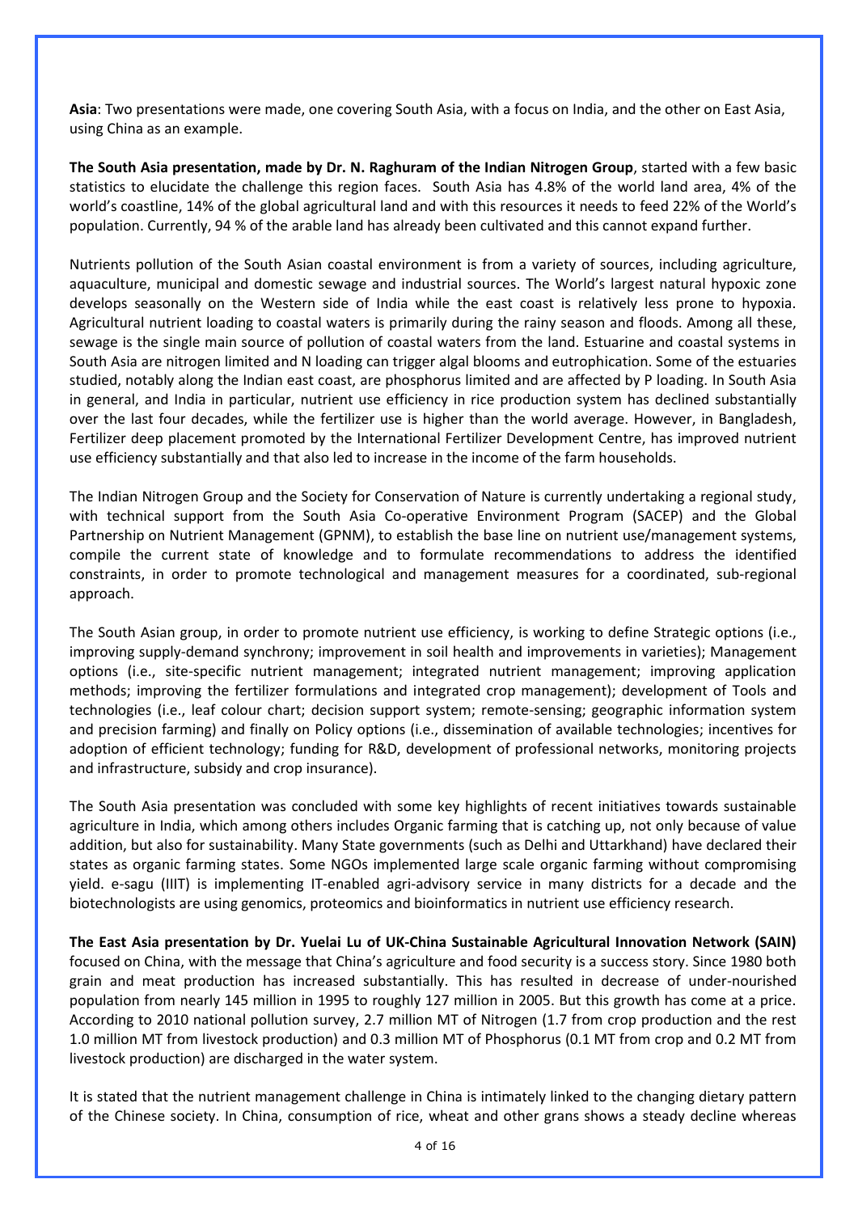**Asia**: Two presentations were made, one covering South Asia, with a focus on India, and the other on East Asia, using China as an example.

**The South Asia presentation, made by Dr. N. Raghuram of the Indian Nitrogen Group**, started with a few basic statistics to elucidate the challenge this region faces. South Asia has 4.8% of the world land area, 4% of the world's coastline, 14% of the global agricultural land and with this resources it needs to feed 22% of the World's population. Currently, 94 % of the arable land has already been cultivated and this cannot expand further.

Nutrients pollution of the South Asian coastal environment is from a variety of sources, including agriculture, aquaculture, municipal and domestic sewage and industrial sources. The World's largest natural hypoxic zone develops seasonally on the Western side of India while the east coast is relatively less prone to hypoxia. Agricultural nutrient loading to coastal waters is primarily during the rainy season and floods. Among all these, sewage is the single main source of pollution of coastal waters from the land. Estuarine and coastal systems in South Asia are nitrogen limited and N loading can trigger algal blooms and eutrophication. Some of the estuaries studied, notably along the Indian east coast, are phosphorus limited and are affected by P loading. In South Asia in general, and India in particular, nutrient use efficiency in rice production system has declined substantially over the last four decades, while the fertilizer use is higher than the world average. However, in Bangladesh, Fertilizer deep placement promoted by the International Fertilizer Development Centre, has improved nutrient use efficiency substantially and that also led to increase in the income of the farm households.

The Indian Nitrogen Group and the Society for Conservation of Nature is currently undertaking a regional study, with technical support from the South Asia Co-operative Environment Program (SACEP) and the Global Partnership on Nutrient Management (GPNM), to establish the base line on nutrient use/management systems, compile the current state of knowledge and to formulate recommendations to address the identified constraints, in order to promote technological and management measures for a coordinated, sub-regional approach.

The South Asian group, in order to promote nutrient use efficiency, is working to define Strategic options (i.e., improving supply-demand synchrony; improvement in soil health and improvements in varieties); Management options (i.e., site-specific nutrient management; integrated nutrient management; improving application methods; improving the fertilizer formulations and integrated crop management); development of Tools and technologies (i.e., leaf colour chart; decision support system; remote-sensing; geographic information system and precision farming) and finally on Policy options (i.e., dissemination of available technologies; incentives for adoption of efficient technology; funding for R&D, development of professional networks, monitoring projects and infrastructure, subsidy and crop insurance).

The South Asia presentation was concluded with some key highlights of recent initiatives towards sustainable agriculture in India, which among others includes Organic farming that is catching up, not only because of value addition, but also for sustainability. Many State governments (such as Delhi and Uttarkhand) have declared their states as organic farming states. Some NGOs implemented large scale organic farming without compromising yield. e-sagu (IIIT) is implementing IT-enabled agri-advisory service in many districts for a decade and the biotechnologists are using genomics, proteomics and bioinformatics in nutrient use efficiency research.

**The East Asia presentation by Dr. Yuelai Lu of UK-China Sustainable Agricultural Innovation Network (SAIN)** focused on China, with the message that China's agriculture and food security is a success story. Since 1980 both grain and meat production has increased substantially. This has resulted in decrease of under-nourished population from nearly 145 million in 1995 to roughly 127 million in 2005. But this growth has come at a price. According to 2010 national pollution survey, 2.7 million MT of Nitrogen (1.7 from crop production and the rest 1.0 million MT from livestock production) and 0.3 million MT of Phosphorus (0.1 MT from crop and 0.2 MT from livestock production) are discharged in the water system.

It is stated that the nutrient management challenge in China is intimately linked to the changing dietary pattern of the Chinese society. In China, consumption of rice, wheat and other grans shows a steady decline whereas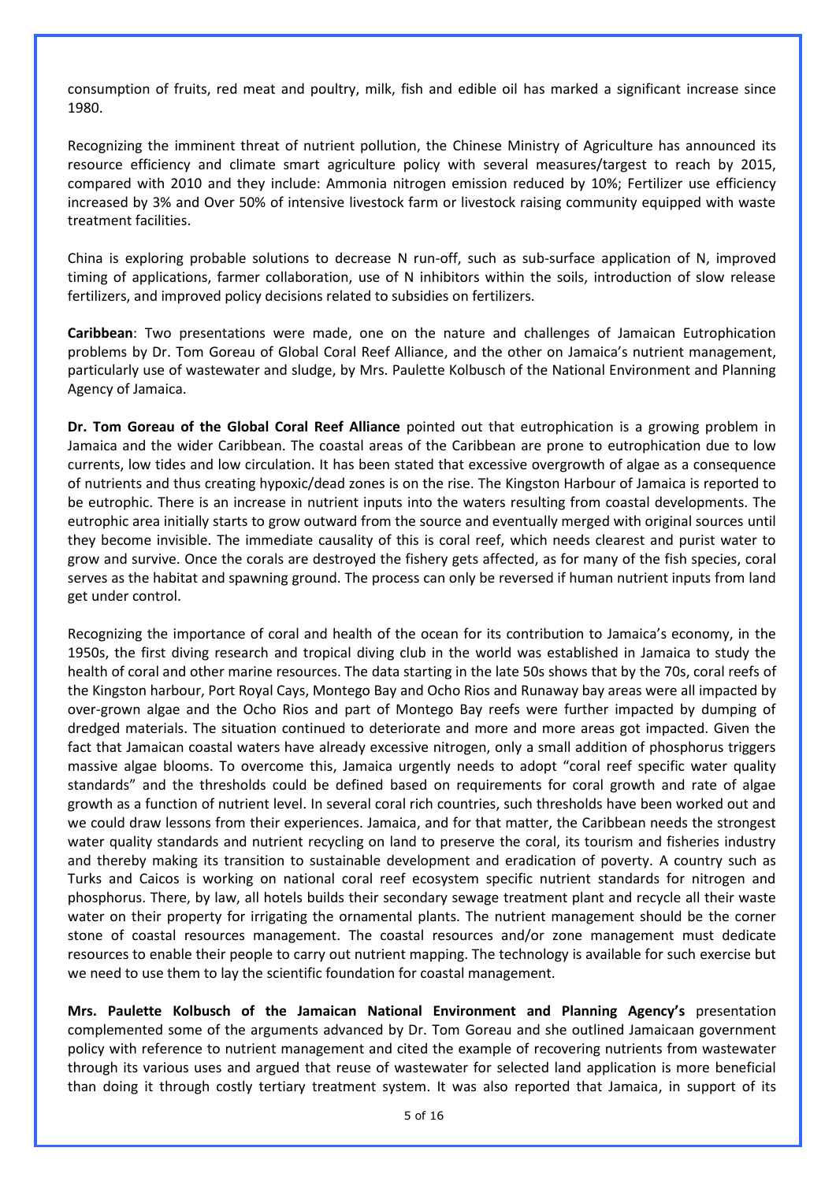consumption of fruits, red meat and poultry, milk, fish and edible oil has marked a significant increase since 1980.

Recognizing the imminent threat of nutrient pollution, the Chinese Ministry of Agriculture has announced its resource efficiency and climate smart agriculture policy with several measures/targest to reach by 2015, compared with 2010 and they include: Ammonia nitrogen emission reduced by 10%; Fertilizer use efficiency increased by 3% and Over 50% of intensive livestock farm or livestock raising community equipped with waste treatment facilities.

China is exploring probable solutions to decrease N run-off, such as sub-surface application of N, improved timing of applications, farmer collaboration, use of N inhibitors within the soils, introduction of slow release fertilizers, and improved policy decisions related to subsidies on fertilizers.

**Caribbean**: Two presentations were made, one on the nature and challenges of Jamaican Eutrophication problems by Dr. Tom Goreau of Global Coral Reef Alliance, and the other on Jamaica's nutrient management, particularly use of wastewater and sludge, by Mrs. Paulette Kolbusch of the National Environment and Planning Agency of Jamaica.

**Dr. Tom Goreau of the Global Coral Reef Alliance** pointed out that eutrophication is a growing problem in Jamaica and the wider Caribbean. The coastal areas of the Caribbean are prone to eutrophication due to low currents, low tides and low circulation. It has been stated that excessive overgrowth of algae as a consequence of nutrients and thus creating hypoxic/dead zones is on the rise. The Kingston Harbour of Jamaica is reported to be eutrophic. There is an increase in nutrient inputs into the waters resulting from coastal developments. The eutrophic area initially starts to grow outward from the source and eventually merged with original sources until they become invisible. The immediate causality of this is coral reef, which needs clearest and purist water to grow and survive. Once the corals are destroyed the fishery gets affected, as for many of the fish species, coral serves as the habitat and spawning ground. The process can only be reversed if human nutrient inputs from land get under control.

Recognizing the importance of coral and health of the ocean for its contribution to Jamaica's economy, in the 1950s, the first diving research and tropical diving club in the world was established in Jamaica to study the health of coral and other marine resources. The data starting in the late 50s shows that by the 70s, coral reefs of the Kingston harbour, Port Royal Cays, Montego Bay and Ocho Rios and Runaway bay areas were all impacted by over-grown algae and the Ocho Rios and part of Montego Bay reefs were further impacted by dumping of dredged materials. The situation continued to deteriorate and more and more areas got impacted. Given the fact that Jamaican coastal waters have already excessive nitrogen, only a small addition of phosphorus triggers massive algae blooms. To overcome this, Jamaica urgently needs to adopt "coral reef specific water quality standards" and the thresholds could be defined based on requirements for coral growth and rate of algae growth as a function of nutrient level. In several coral rich countries, such thresholds have been worked out and we could draw lessons from their experiences. Jamaica, and for that matter, the Caribbean needs the strongest water quality standards and nutrient recycling on land to preserve the coral, its tourism and fisheries industry and thereby making its transition to sustainable development and eradication of poverty. A country such as Turks and Caicos is working on national coral reef ecosystem specific nutrient standards for nitrogen and phosphorus. There, by law, all hotels builds their secondary sewage treatment plant and recycle all their waste water on their property for irrigating the ornamental plants. The nutrient management should be the corner stone of coastal resources management. The coastal resources and/or zone management must dedicate resources to enable their people to carry out nutrient mapping. The technology is available for such exercise but we need to use them to lay the scientific foundation for coastal management.

**Mrs. Paulette Kolbusch of the Jamaican National Environment and Planning Agency's** presentation complemented some of the arguments advanced by Dr. Tom Goreau and she outlined Jamaicaan government policy with reference to nutrient management and cited the example of recovering nutrients from wastewater through its various uses and argued that reuse of wastewater for selected land application is more beneficial than doing it through costly tertiary treatment system. It was also reported that Jamaica, in support of its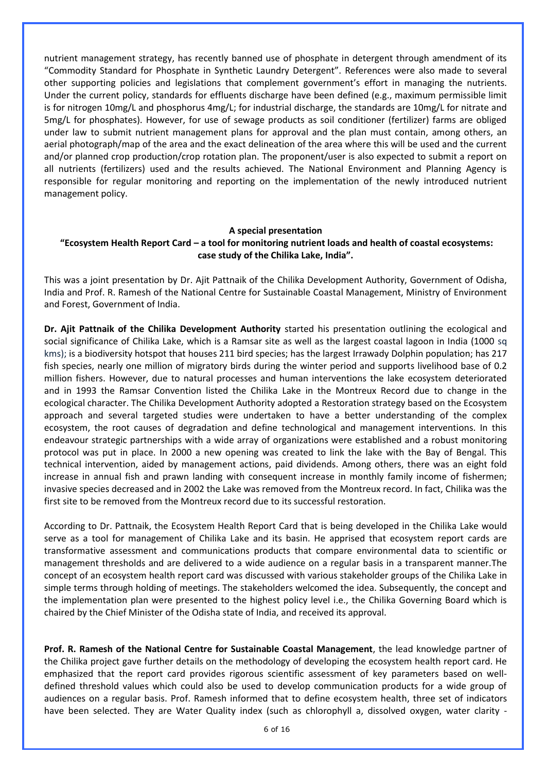nutrient management strategy, has recently banned use of phosphate in detergent through amendment of its "Commodity Standard for Phosphate in Synthetic Laundry Detergent". References were also made to several other supporting policies and legislations that complement government's effort in managing the nutrients. Under the current policy, standards for effluents discharge have been defined (e.g., maximum permissible limit is for nitrogen 10mg/L and phosphorus 4mg/L; for industrial discharge, the standards are 10mg/L for nitrate and 5mg/L for phosphates). However, for use of sewage products as soil conditioner (fertilizer) farms are obliged under law to submit nutrient management plans for approval and the plan must contain, among others, an aerial photograph/map of the area and the exact delineation of the area where this will be used and the current and/or planned crop production/crop rotation plan. The proponent/user is also expected to submit a report on all nutrients (fertilizers) used and the results achieved. The National Environment and Planning Agency is responsible for regular monitoring and reporting on the implementation of the newly introduced nutrient management policy.

**A special presentation**

**"Ecosystem Health Report Card – a tool for monitoring nutrient loads and health of coastal ecosystems: case study of the Chilika Lake, India".**

This was a joint presentation by Dr. Ajit Pattnaik of the Chilika Development Authority, Government of Odisha, India and Prof. R. Ramesh of the National Centre for Sustainable Coastal Management, Ministry of Environment and Forest, Government of India.

**Dr. Ajit Pattnaik of the Chilika Development Authority** started his presentation outlining the ecological and social significance of Chilika Lake, which is a Ramsar site as well as the largest coastal lagoon in India (1000 sq kms); is a biodiversity hotspot that houses 211 bird species; has the largest Irrawady Dolphin population; has 217 fish species, nearly one million of migratory birds during the winter period and supports livelihood base of 0.2 million fishers. However, due to natural processes and human interventions the lake ecosystem deteriorated and in 1993 the Ramsar Convention listed the Chilika Lake in the Montreux Record due to change in the ecological character. The Chilika Development Authority adopted a Restoration strategy based on the Ecosystem approach and several targeted studies were undertaken to have a better understanding of the complex ecosystem, the root causes of degradation and define technological and management interventions. In this endeavour strategic partnerships with a wide array of organizations were established and a robust monitoring protocol was put in place. In 2000 a new opening was created to link the lake with the Bay of Bengal. This technical intervention, aided by management actions, paid dividends. Among others, there was an eight fold increase in annual fish and prawn landing with consequent increase in monthly family income of fishermen; invasive species decreased and in 2002 the Lake was removed from the Montreux record. In fact, Chilika was the first site to be removed from the Montreux record due to its successful restoration.

According to Dr. Pattnaik, the Ecosystem Health Report Card that is being developed in the Chilika Lake would serve as a tool for management of Chilika Lake and its basin. He apprised that ecosystem report cards are transformative assessment and communications products that compare environmental data to scientific or management thresholds and are delivered to a wide audience on a regular basis in a transparent manner.The concept of an ecosystem health report card was discussed with various stakeholder groups of the Chilika Lake in simple terms through holding of meetings. The stakeholders welcomed the idea. Subsequently, the concept and the implementation plan were presented to the highest policy level i.e., the Chilika Governing Board which is chaired by the Chief Minister of the Odisha state of India, and received its approval.

**Prof. R. Ramesh of the National Centre for Sustainable Coastal Management**, the lead knowledge partner of the Chilika project gave further details on the methodology of developing the ecosystem health report card. He emphasized that the report card provides rigorous scientific assessment of key parameters based on well-defined threshold values which could also be used to develop communication products for a wide group of audiences on a regular basis. Prof. Ramesh informed that to define ecosystem health, three set of indicators have been selected. They are Water Quality index (such as chlorophyll a, dissolved oxygen, water clarity -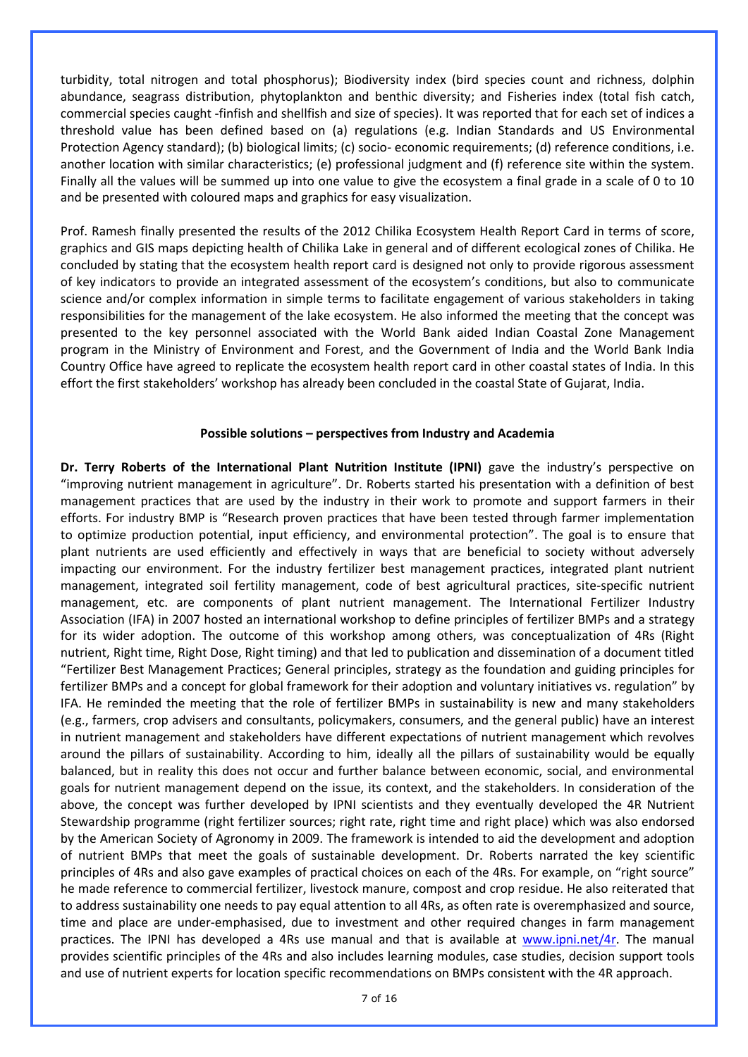turbidity, total nitrogen and total phosphorus); Biodiversity index (bird species count and richness, dolphin abundance, seagrass distribution, phytoplankton and benthic diversity; and Fisheries index (total fish catch, commercial species caught -finfish and shellfish and size of species). It was reported that for each set of indices a threshold value has been defined based on (a) regulations (e.g. Indian Standards and US Environmental Protection Agency standard); (b) biological limits; (c) socio- economic requirements; (d) reference conditions, i.e. another location with similar characteristics; (e) professional judgment and (f) reference site within the system. Finally all the values will be summed up into one value to give the ecosystem a final grade in a scale of 0 to 10 and be presented with coloured maps and graphics for easy visualization.

Prof. Ramesh finally presented the results of the 2012 Chilika Ecosystem Health Report Card in terms of score, graphics and GIS maps depicting health of Chilika Lake in general and of different ecological zones of Chilika. He concluded by stating that the ecosystem health report card is designed not only to provide rigorous assessment of key indicators to provide an integrated assessment of the ecosystem's conditions, but also to communicate science and/or complex information in simple terms to facilitate engagement of various stakeholders in taking responsibilities for the management of the lake ecosystem. He also informed the meeting that the concept was presented to the key personnel associated with the World Bank aided Indian Coastal Zone Management program in the Ministry of Environment and Forest, and the Government of India and the World Bank India Country Office have agreed to replicate the ecosystem health report card in other coastal states of India. In this effort the first stakeholders' workshop has already been concluded in the coastal State of Gujarat, India.

**Possible solutions – perspectives from Industry and Academia**

**Dr. Terry Roberts of the International Plant Nutrition Institute (IPNI)** gave the industry's perspective on "improving nutrient management in agriculture". Dr. Roberts started his presentation with a definition of best management practices that are used by the industry in their work to promote and support farmers in their efforts. For industry BMP is "Research proven practices that have been tested through farmer implementation to optimize production potential, input efficiency, and environmental protection". The goal is to ensure that plant nutrients are used efficiently and effectively in ways that are beneficial to society without adversely impacting our environment. For the industry fertilizer best management practices, integrated plant nutrient management, integrated soil fertility management, code of best agricultural practices, site-specific nutrient management, etc. are components of plant nutrient management. The International Fertilizer Industry Association (IFA) in 2007 hosted an international workshop to define principles of fertilizer BMPs and a strategy for its wider adoption. The outcome of this workshop among others, was conceptualization of 4Rs (Right nutrient, Right time, Right Dose, Right timing) and that led to publication and dissemination of a document titled "Fertilizer Best Management Practices; General principles, strategy as the foundation and guiding principles for fertilizer BMPs and a concept for global framework for their adoption and voluntary initiatives vs. regulation" by IFA. He reminded the meeting that the role of fertilizer BMPs in sustainability is new and many stakeholders (e.g., farmers, crop advisers and consultants, policymakers, consumers, and the general public) have an interest in nutrient management and stakeholders have different expectations of nutrient management which revolves around the pillars of sustainability. According to him, ideally all the pillars of sustainability would be equally balanced, but in reality this does not occur and further balance between economic, social, and environmental goals for nutrient management depend on the issue, its context, and the stakeholders. In consideration of the above, the concept was further developed by IPNI scientists and they eventually developed the 4R Nutrient Stewardship programme (right fertilizer sources; right rate, right time and right place) which was also endorsed by the American Society of Agronomy in 2009. The framework is intended to aid the development and adoption of nutrient BMPs that meet the goals of sustainable development. Dr. Roberts narrated the key scientific principles of 4Rs and also gave examples of practical choices on each of the 4Rs. For example, on "right source" he made reference to commercial fertilizer, livestock manure, compost and crop residue. He also reiterated that to address sustainability one needs to pay equal attention to all 4Rs, as often rate is overemphasized and source, time and place are under-emphasised, due to investment and other required changes in farm management practices. The IPNI has developed a 4Rs use manual and that is available at [www.ipni.net/4r](http://www.ipni.net/4r). The manual provides scientific principles of the 4Rs and also includes learning modules, case studies, decision support tools and use of nutrient experts for location specific recommendations on BMPs consistent with the 4R approach.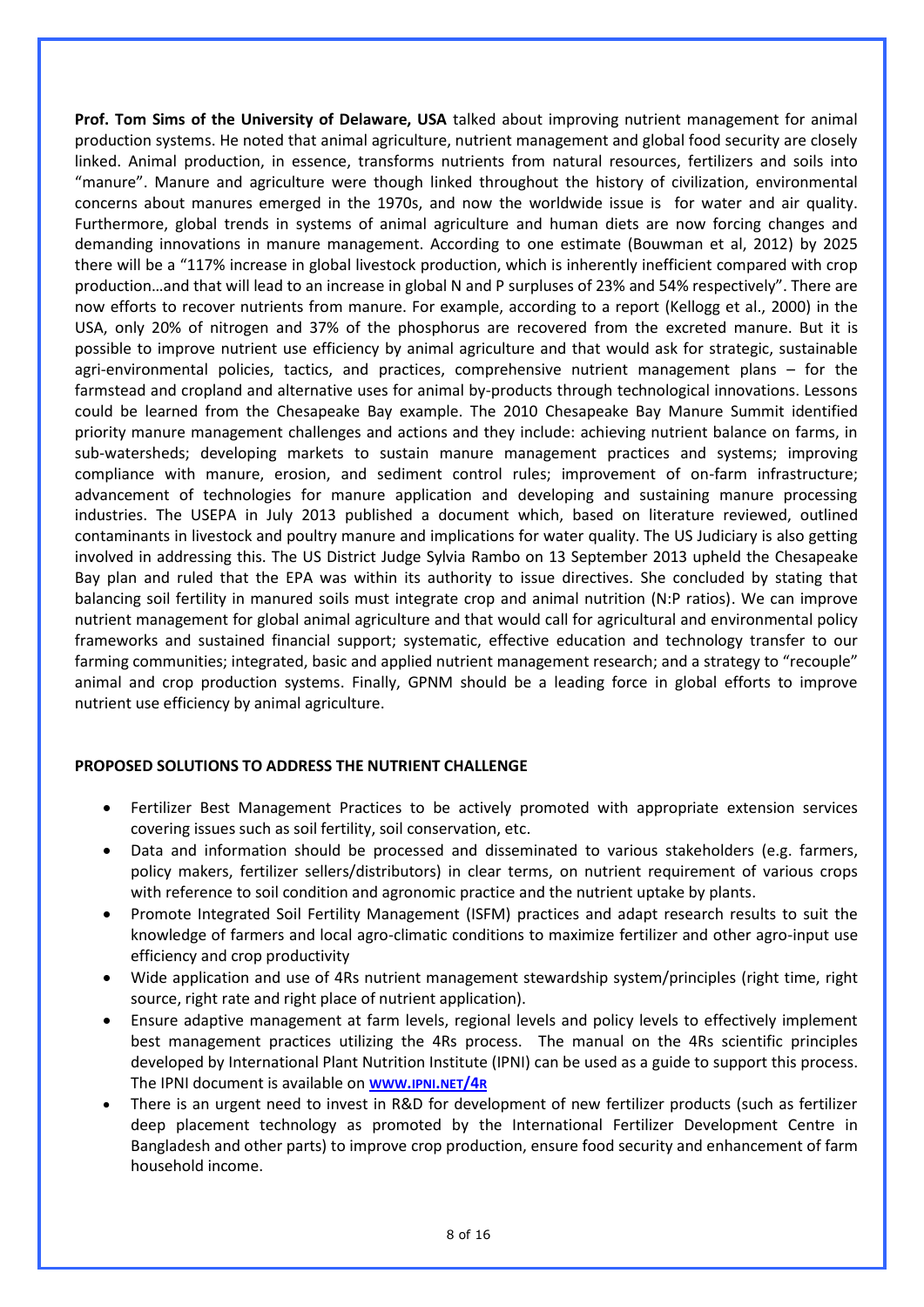**Prof. Tom Sims of the University of Delaware, USA** talked about improving nutrient management for animal production systems. He noted that animal agriculture, nutrient management and global food security are closely linked. Animal production, in essence, transforms nutrients from natural resources, fertilizers and soils into "manure". Manure and agriculture were though linked throughout the history of civilization, environmental concerns about manures emerged in the 1970s, and now the worldwide issue is for water and air quality. Furthermore, global trends in systems of animal agriculture and human diets are now forcing changes and demanding innovations in manure management. According to one estimate (Bouwman et al, 2012) by 2025 there will be a "117% increase in global livestock production, which is inherently inefficient compared with crop production…and that will lead to an increase in global N and P surpluses of 23% and 54% respectively". There are now efforts to recover nutrients from manure. For example, according to a report (Kellogg et al., 2000) in the USA, only 20% of nitrogen and 37% of the phosphorus are recovered from the excreted manure. But it is possible to improve nutrient use efficiency by animal agriculture and that would ask for strategic, sustainable agri-environmental policies, tactics, and practices, comprehensive nutrient management plans – for the farmstead and cropland and alternative uses for animal by-products through technological innovations. Lessons could be learned from the Chesapeake Bay example. The 2010 Chesapeake Bay Manure Summit identified priority manure management challenges and actions and they include: achieving nutrient balance on farms, in sub-watersheds; developing markets to sustain manure management practices and systems; improving compliance with manure, erosion, and sediment control rules; improvement of on-farm infrastructure; advancement of technologies for manure application and developing and sustaining manure processing industries. The USEPA in July 2013 published a document which, based on literature reviewed, outlined contaminants in livestock and poultry manure and implications for water quality. The US Judiciary is also getting involved in addressing this. The US District Judge Sylvia Rambo on 13 September 2013 upheld the Chesapeake Bay plan and ruled that the EPA was within its authority to issue directives. She concluded by stating that balancing soil fertility in manured soils must integrate crop and animal nutrition (N:P ratios). We can improve nutrient management for global animal agriculture and that would call for agricultural and environmental policy frameworks and sustained financial support; systematic, effective education and technology transfer to our farming communities; integrated, basic and applied nutrient management research; and a strategy to "recouple" animal and crop production systems. Finally, GPNM should be a leading force in global efforts to improve nutrient use efficiency by animal agriculture.

**PROPOSED SOLUTIONS TO ADDRESS THE NUTRIENT CHALLENGE**

- Fertilizer Best Management Practices to be actively promoted with appropriate extension services covering issues such as soil fertility, soil conservation, etc.
- Data and information should be processed and disseminated to various stakeholders (e.g. farmers, policy makers, fertilizer sellers/distributors) in clear terms, on nutrient requirement of various crops with reference to soil condition and agronomic practice and the nutrient uptake by plants.
- Promote Integrated Soil Fertility Management (ISFM) practices and adapt research results to suit the knowledge of farmers and local agro-climatic conditions to maximize fertilizer and other agro-input use efficiency and crop productivity
- Wide application and use of 4Rs nutrient management stewardship system/principles (right time, right source, right rate and right place of nutrient application).
- Ensure adaptive management at farm levels, regional levels and policy levels to effectively implement best management practices utilizing the 4Rs process. The manual on the 4Rs scientific principles developed by International Plant Nutrition Institute (IPNI) can be used as a guide to support this process. The IPNI document is available on WWW.IPNI.NET/4R
- There is an urgent need to invest in R&D for development of new fertilizer products (such as fertilizer deep placement technology as promoted by the International Fertilizer Development Centre in Bangladesh and other parts) to improve crop production, ensure food security and enhancement of farm household income.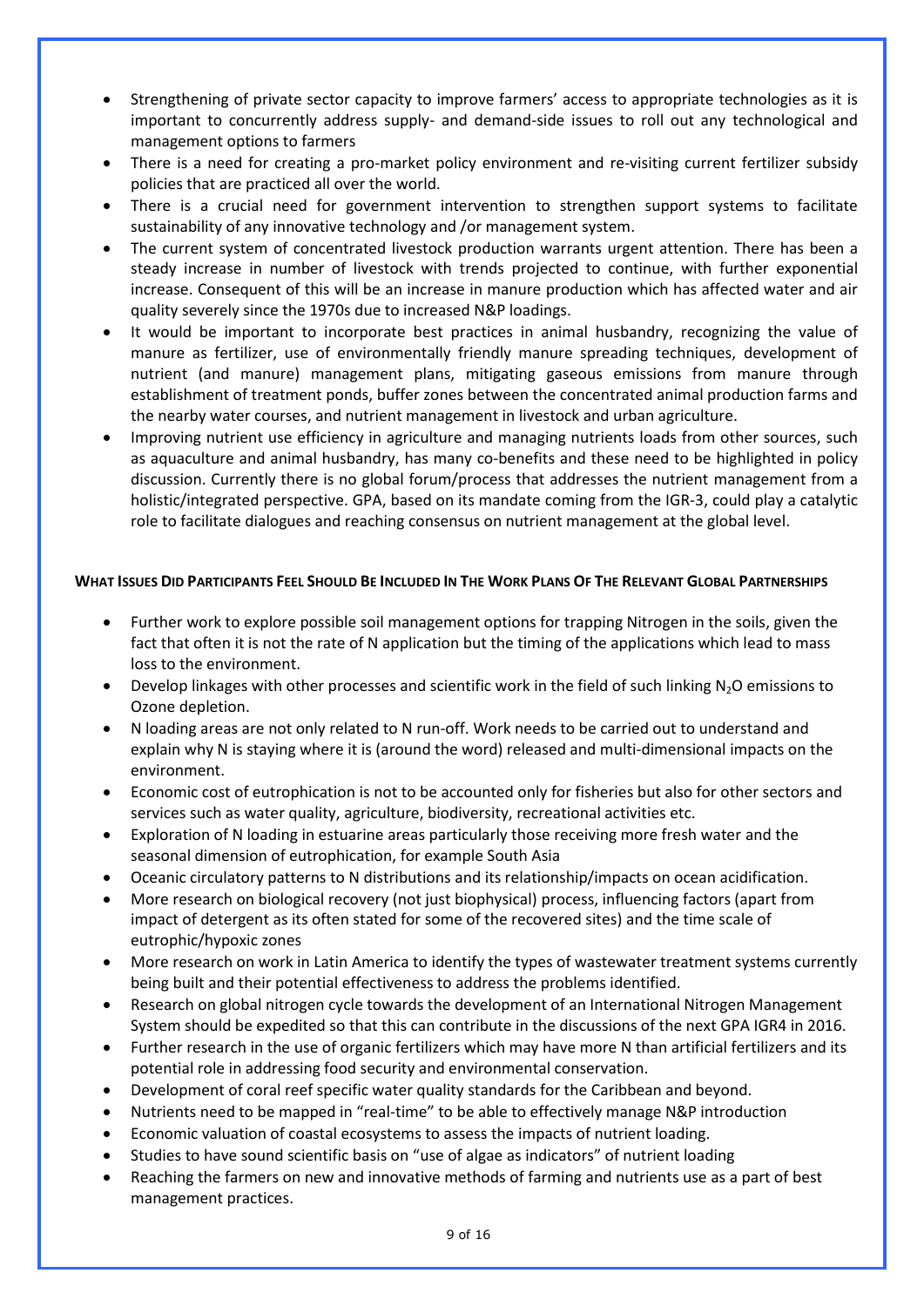- Strengthening of private sector capacity to improve farmers' access to appropriate technologies as it is important to concurrently address supply- and demand-side issues to roll out any technological and management options to farmers
- There is a need for creating a pro-market policy environment and re-visiting current fertilizer subsidy policies that are practiced all over the world.
- There is a crucial need for government intervention to strengthen support systems to facilitate sustainability of any innovative technology and /or management system.
- The current system of concentrated livestock production warrants urgent attention. There has been a steady increase in number of livestock with trends projected to continue, with further exponential increase. Consequent of this will be an increase in manure production which has affected water and air quality severely since the 1970s due to increased N&P loadings.
- It would be important to incorporate best practices in animal husbandry, recognizing the value of manure as fertilizer, use of environmentally friendly manure spreading techniques, development of nutrient (and manure) management plans, mitigating gaseous emissions from manure through establishment of treatment ponds, buffer zones between the concentrated animal production farms and the nearby water courses, and nutrient management in livestock and urban agriculture.
- Improving nutrient use efficiency in agriculture and managing nutrients loads from other sources, such as aquaculture and animal husbandry, has many co-benefits and these need to be highlighted in policy discussion. Currently there is no global forum/process that addresses the nutrient management from a holistic/integrated perspective. GPA, based on its mandate coming from the IGR-3, could play a catalytic role to facilitate dialogues and reaching consensus on nutrient management at the global level.

## What Issues Did Participants Feel Should Be Included In The Work Plans Of The Relevant Global Partnerships

- Further work to explore possible soil management options for trapping Nitrogen in the soils, given the fact that often it is not the rate of N application but the timing of the applications which lead to mass loss to the environment.
- Develop linkages with other processes and scientific work in the field of such linking $N_2O$ emissions to Ozone depletion.
- N loading areas are not only related to N run-off. Work needs to be carried out to understand and explain why N is staying where it is (around the word) released and multi-dimensional impacts on the environment.
- Economic cost of eutrophication is not to be accounted only for fisheries but also for other sectors and services such as water quality, agriculture, biodiversity, recreational activities etc.
- Exploration of N loading in estuarine areas particularly those receiving more fresh water and the seasonal dimension of eutrophication, for example South Asia
- Oceanic circulatory patterns to N distributions and its relationship/impacts on ocean acidification.
- More research on biological recovery (not just biophysical) process, influencing factors (apart from impact of detergent as its often stated for some of the recovered sites) and the time scale of eutrophic/hypoxic zones
- More research on work in Latin America to identify the types of wastewater treatment systems currently being built and their potential effectiveness to address the problems identified.
- Research on global nitrogen cycle towards the development of an International Nitrogen Management System should be expedited so that this can contribute in the discussions of the next GPA IGR4 in 2016.
- Further research in the use of organic fertilizers which may have more N than artificial fertilizers and its potential role in addressing food security and environmental conservation.
- Development of coral reef specific water quality standards for the Caribbean and beyond.
- Nutrients need to be mapped in "real-time" to be able to effectively manage N&P introduction
- Economic valuation of coastal ecosystems to assess the impacts of nutrient loading.
- Studies to have sound scientific basis on "use of algae as indicators" of nutrient loading
- Reaching the farmers on new and innovative methods of farming and nutrients use as a part of best management practices.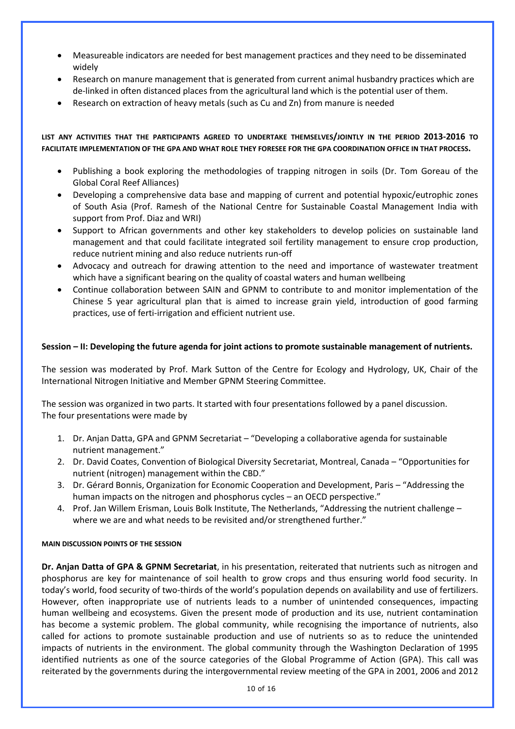- Measureable indicators are needed for best management practices and they need to be disseminated widely
- Research on manure management that is generated from current animal husbandry practices which are de-linked in often distanced places from the agricultural land which is the potential user of them.
- Research on extraction of heavy metals (such as Cu and Zn) from manure is needed

**LIST ANY ACTIVITIES THAT THE PARTICIPANTS AGREED TO UNDERTAKE THEMSELVES/JOINTLY IN THE PERIOD 2013-2016 TO FACILITATE IMPLEMENTATION OF THE GPA AND WHAT ROLE THEY FORESEE FOR THE GPA COORDINATION OFFICE IN THAT PROCESS.**

- Publishing a book exploring the methodologies of trapping nitrogen in soils (Dr. Tom Goreau of the Global Coral Reef Alliances)
- Developing a comprehensive data base and mapping of current and potential hypoxic/eutrophic zones of South Asia (Prof. Ramesh of the National Centre for Sustainable Coastal Management India with support from Prof. Diaz and WRI)
- Support to African governments and other key stakeholders to develop policies on sustainable land management and that could facilitate integrated soil fertility management to ensure crop production, reduce nutrient mining and also reduce nutrients run-off
- Advocacy and outreach for drawing attention to the need and importance of wastewater treatment which have a significant bearing on the quality of coastal waters and human wellbeing
- Continue collaboration between SAIN and GPNM to contribute to and monitor implementation of the Chinese 5 year agricultural plan that is aimed to increase grain yield, introduction of good farming practices, use of ferti-irrigation and efficient nutrient use.

**Session – II: Developing the future agenda for joint actions to promote sustainable management of nutrients.**

The session was moderated by Prof. Mark Sutton of the Centre for Ecology and Hydrology, UK, Chair of the International Nitrogen Initiative and Member GPNM Steering Committee.

The session was organized in two parts. It started with four presentations followed by a panel discussion. The four presentations were made by

1. Dr. Anjan Datta, GPA and GPNM Secretariat – "Developing a collaborative agenda for sustainable nutrient management."
2. Dr. David Coates, Convention of Biological Diversity Secretariat, Montreal, Canada – "Opportunities for nutrient (nitrogen) management within the CBD."
3. Dr. Gérard Bonnis, Organization for Economic Cooperation and Development, Paris – "Addressing the human impacts on the nitrogen and phosphorus cycles – an OECD perspective."
4. Prof. Jan Willem Erisman, Louis Bolk Institute, The Netherlands, "Addressing the nutrient challenge – where we are and what needs to be revisited and/or strengthened further."

**MAIN DISCUSSION POINTS OF THE SESSION**

**Dr. Anjan Datta of GPA & GPNM Secretariat**, in his presentation, reiterated that nutrients such as nitrogen and phosphorus are key for maintenance of soil health to grow crops and thus ensuring world food security. In today's world, food security of two-thirds of the world's population depends on availability and use of fertilizers. However, often inappropriate use of nutrients leads to a number of unintended consequences, impacting human wellbeing and ecosystems. Given the present mode of production and its use, nutrient contamination has become a systemic problem. The global community, while recognising the importance of nutrients, also called for actions to promote sustainable production and use of nutrients so as to reduce the unintended impacts of nutrients in the environment. The global community through the Washington Declaration of 1995 identified nutrients as one of the source categories of the Global Programme of Action (GPA). This call was reiterated by the governments during the intergovernmental review meeting of the GPA in 2001, 2006 and 2012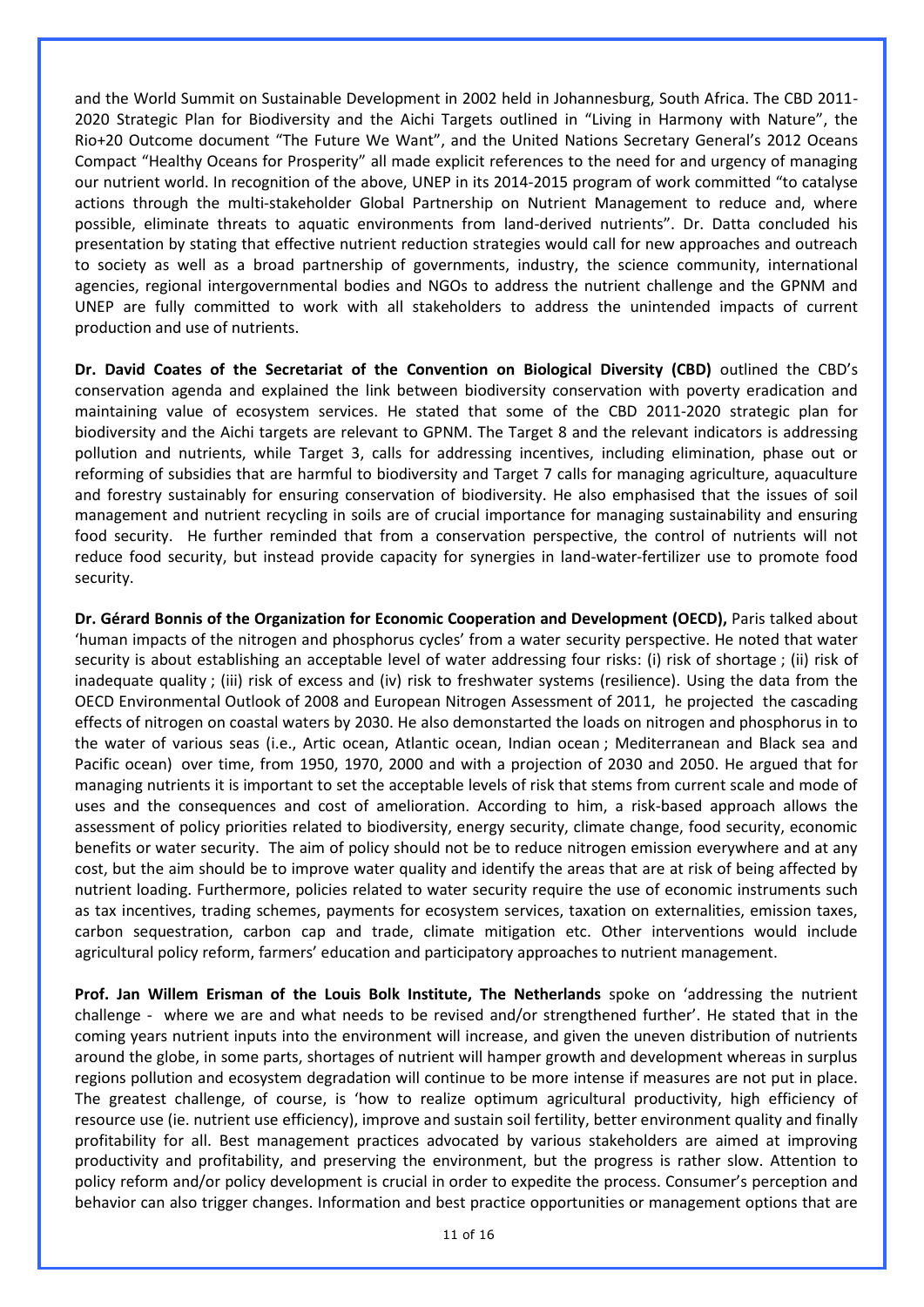and the World Summit on Sustainable Development in 2002 held in Johannesburg, South Africa. The CBD 2011-2020 Strategic Plan for Biodiversity and the Aichi Targets outlined in "Living in Harmony with Nature", the Rio+20 Outcome document "The Future We Want", and the United Nations Secretary General's 2012 Oceans Compact "Healthy Oceans for Prosperity" all made explicit references to the need for and urgency of managing our nutrient world. In recognition of the above, UNEP in its 2014-2015 program of work committed "to catalyse actions through the multi-stakeholder Global Partnership on Nutrient Management to reduce and, where possible, eliminate threats to aquatic environments from land-derived nutrients". Dr. Datta concluded his presentation by stating that effective nutrient reduction strategies would call for new approaches and outreach to society as well as a broad partnership of governments, industry, the science community, international agencies, regional intergovernmental bodies and NGOs to address the nutrient challenge and the GPNM and UNEP are fully committed to work with all stakeholders to address the unintended impacts of current production and use of nutrients.

**Dr. David Coates of the Secretariat of the Convention on Biological Diversity (CBD)** outlined the CBD's conservation agenda and explained the link between biodiversity conservation with poverty eradication and maintaining value of ecosystem services. He stated that some of the CBD 2011-2020 strategic plan for biodiversity and the Aichi targets are relevant to GPNM. The Target 8 and the relevant indicators is addressing pollution and nutrients, while Target 3, calls for addressing incentives, including elimination, phase out or reforming of subsidies that are harmful to biodiversity and Target 7 calls for managing agriculture, aquaculture and forestry sustainably for ensuring conservation of biodiversity. He also emphasised that the issues of soil management and nutrient recycling in soils are of crucial importance for managing sustainability and ensuring food security. He further reminded that from a conservation perspective, the control of nutrients will not reduce food security, but instead provide capacity for synergies in land-water-fertilizer use to promote food security.

**Dr. Gérard Bonnis of the Organization for Economic Cooperation and Development (OECD),** Paris talked about 'human impacts of the nitrogen and phosphorus cycles' from a water security perspective. He noted that water security is about establishing an acceptable level of water addressing four risks: (i) risk of shortage ; (ii) risk of inadequate quality ; (iii) risk of excess and (iv) risk to freshwater systems (resilience). Using the data from the OECD Environmental Outlook of 2008 and European Nitrogen Assessment of 2011, he projected the cascading effects of nitrogen on coastal waters by 2030. He also demonstarted the loads on nitrogen and phosphorus in to the water of various seas (i.e., Artic ocean, Atlantic ocean, Indian ocean ; Mediterranean and Black sea and Pacific ocean) over time, from 1950, 1970, 2000 and with a projection of 2030 and 2050. He argued that for managing nutrients it is important to set the acceptable levels of risk that stems from current scale and mode of uses and the consequences and cost of amelioration. According to him, a risk-based approach allows the assessment of policy priorities related to biodiversity, energy security, climate change, food security, economic benefits or water security. The aim of policy should not be to reduce nitrogen emission everywhere and at any cost, but the aim should be to improve water quality and identify the areas that are at risk of being affected by nutrient loading. Furthermore, policies related to water security require the use of economic instruments such as tax incentives, trading schemes, payments for ecosystem services, taxation on externalities, emission taxes, carbon sequestration, carbon cap and trade, climate mitigation etc. Other interventions would include agricultural policy reform, farmers' education and participatory approaches to nutrient management.

**Prof. Jan Willem Erisman of the Louis Bolk Institute, The Netherlands** spoke on 'addressing the nutrient challenge - where we are and what needs to be revised and/or strengthened further'. He stated that in the coming years nutrient inputs into the environment will increase, and given the uneven distribution of nutrients around the globe, in some parts, shortages of nutrient will hamper growth and development whereas in surplus regions pollution and ecosystem degradation will continue to be more intense if measures are not put in place. The greatest challenge, of course, is 'how to realize optimum agricultural productivity, high efficiency of resource use (ie. nutrient use efficiency), improve and sustain soil fertility, better environment quality and finally profitability for all. Best management practices advocated by various stakeholders are aimed at improving productivity and profitability, and preserving the environment, but the progress is rather slow. Attention to policy reform and/or policy development is crucial in order to expedite the process. Consumer's perception and behavior can also trigger changes. Information and best practice opportunities or management options that are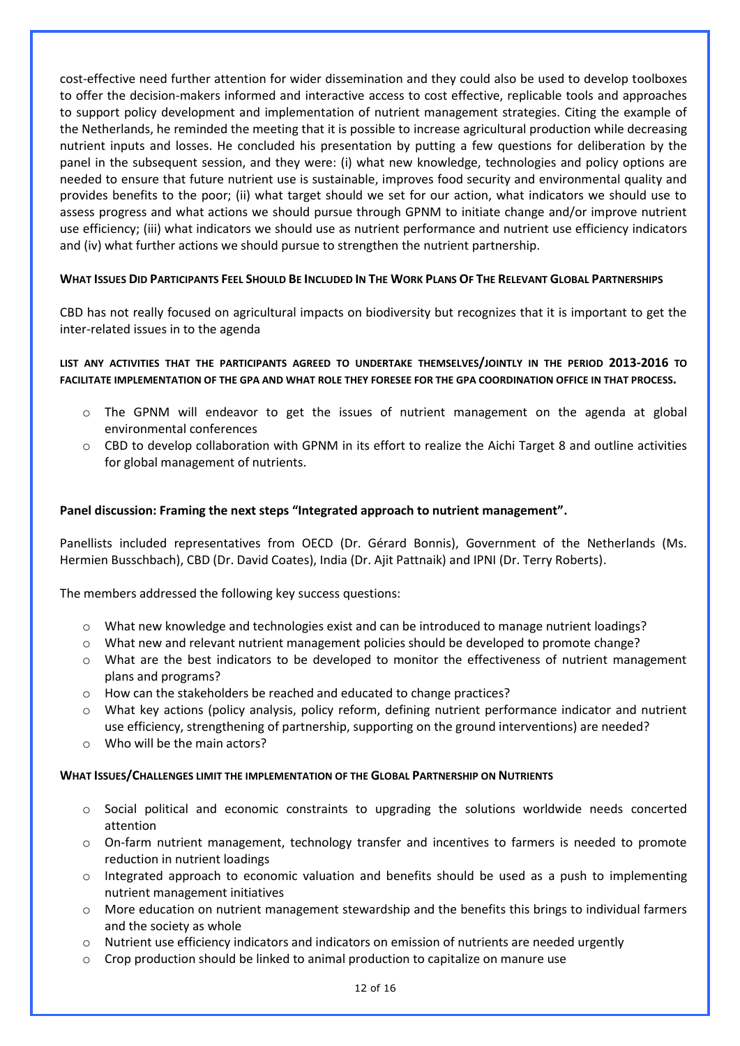cost-effective need further attention for wider dissemination and they could also be used to develop toolboxes to offer the decision-makers informed and interactive access to cost effective, replicable tools and approaches to support policy development and implementation of nutrient management strategies. Citing the example of the Netherlands, he reminded the meeting that it is possible to increase agricultural production while decreasing nutrient inputs and losses. He concluded his presentation by putting a few questions for deliberation by the panel in the subsequent session, and they were: (i) what new knowledge, technologies and policy options are needed to ensure that future nutrient use is sustainable, improves food security and environmental quality and provides benefits to the poor; (ii) what target should we set for our action, what indicators we should use to assess progress and what actions we should pursue through GPNM to initiate change and/or improve nutrient use efficiency; (iii) what indicators we should use as nutrient performance and nutrient use efficiency indicators and (iv) what further actions we should pursue to strengthen the nutrient partnership.

**WHAT ISSUES DID PARTICIPANTS FEEL SHOULD BE INCLUDED IN THE WORK PLANS OF THE RELEVANT GLOBAL PARTNERSHIPS**

CBD has not really focused on agricultural impacts on biodiversity but recognizes that it is important to get the inter-related issues in to the agenda

**LIST ANY ACTIVITIES THAT THE PARTICIPANTS AGREED TO UNDERTAKE THEMSELVES/JOINTLY IN THE PERIOD 2013-2016 TO FACILITATE IMPLEMENTATION OF THE GPA AND WHAT ROLE THEY FORESEE FOR THE GPA COORDINATION OFFICE IN THAT PROCESS.**

- The GPNM will endeavor to get the issues of nutrient management on the agenda at global environmental conferences
- CBD to develop collaboration with GPNM in its effort to realize the Aichi Target 8 and outline activities for global management of nutrients.

**Panel discussion: Framing the next steps "Integrated approach to nutrient management".**

Panellists included representatives from OECD (Dr. Gérard Bonnis), Government of the Netherlands (Ms. Hermien Busschbach), CBD (Dr. David Coates), India (Dr. Ajit Pattnaik) and IPNI (Dr. Terry Roberts).

The members addressed the following key success questions:

- What new knowledge and technologies exist and can be introduced to manage nutrient loadings?
- What new and relevant nutrient management policies should be developed to promote change?
- What are the best indicators to be developed to monitor the effectiveness of nutrient management plans and programs?
- How can the stakeholders be reached and educated to change practices?
- What key actions (policy analysis, policy reform, defining nutrient performance indicator and nutrient use efficiency, strengthening of partnership, supporting on the ground interventions) are needed?
- Who will be the main actors?

**WHAT ISSUES/CHALLENGES LIMIT THE IMPLEMENTATION OF THE GLOBAL PARTNERSHIP ON NUTRIENTS**

- Social political and economic constraints to upgrading the solutions worldwide needs concerted attention
- On-farm nutrient management, technology transfer and incentives to farmers is needed to promote reduction in nutrient loadings
- Integrated approach to economic valuation and benefits should be used as a push to implementing nutrient management initiatives
- More education on nutrient management stewardship and the benefits this brings to individual farmers and the society as whole
- Nutrient use efficiency indicators and indicators on emission of nutrients are needed urgently
- Crop production should be linked to animal production to capitalize on manure use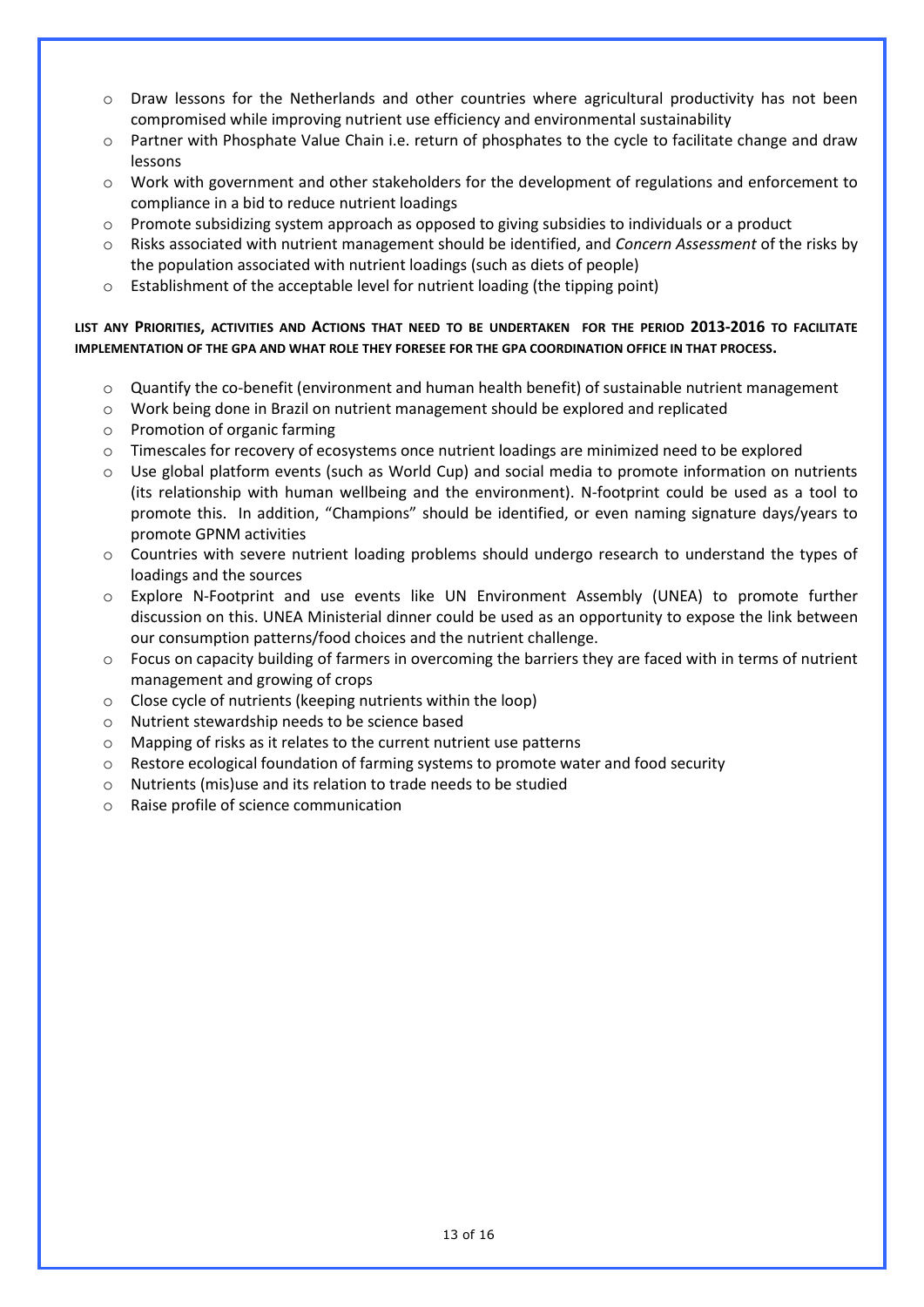- Draw lessons for the Netherlands and other countries where agricultural productivity has not been compromised while improving nutrient use efficiency and environmental sustainability
- Partner with Phosphate Value Chain i.e. return of phosphates to the cycle to facilitate change and draw lessons
- Work with government and other stakeholders for the development of regulations and enforcement to compliance in a bid to reduce nutrient loadings
- Promote subsidizing system approach as opposed to giving subsidies to individuals or a product
- Risks associated with nutrient management should be identified, and *Concern Assessment* of the risks by the population associated with nutrient loadings (such as diets of people)
- Establishment of the acceptable level for nutrient loading (the tipping point)

**LIST ANY PRIORITIES, ACTIVITIES AND ACTIONS THAT NEED TO BE UNDERTAKEN FOR THE PERIOD 2013-2016 TO FACILITATE IMPLEMENTATION OF THE GPA AND WHAT ROLE THEY FORESEE FOR THE GPA COORDINATION OFFICE IN THAT PROCESS.**

- Quantify the co-benefit (environment and human health benefit) of sustainable nutrient management
- Work being done in Brazil on nutrient management should be explored and replicated
- Promotion of organic farming
- Timescales for recovery of ecosystems once nutrient loadings are minimized need to be explored
- Use global platform events (such as World Cup) and social media to promote information on nutrients (its relationship with human wellbeing and the environment). N-footprint could be used as a tool to promote this. In addition, "Champions" should be identified, or even naming signature days/years to promote GPNM activities
- Countries with severe nutrient loading problems should undergo research to understand the types of loadings and the sources
- Explore N-Footprint and use events like UN Environment Assembly (UNEA) to promote further discussion on this. UNEA Ministerial dinner could be used as an opportunity to expose the link between our consumption patterns/food choices and the nutrient challenge.
- Focus on capacity building of farmers in overcoming the barriers they are faced with in terms of nutrient management and growing of crops
- Close cycle of nutrients (keeping nutrients within the loop)
- Nutrient stewardship needs to be science based
- Mapping of risks as it relates to the current nutrient use patterns
- Restore ecological foundation of farming systems to promote water and food security
- Nutrients (mis)use and its relation to trade needs to be studied
- Raise profile of science communication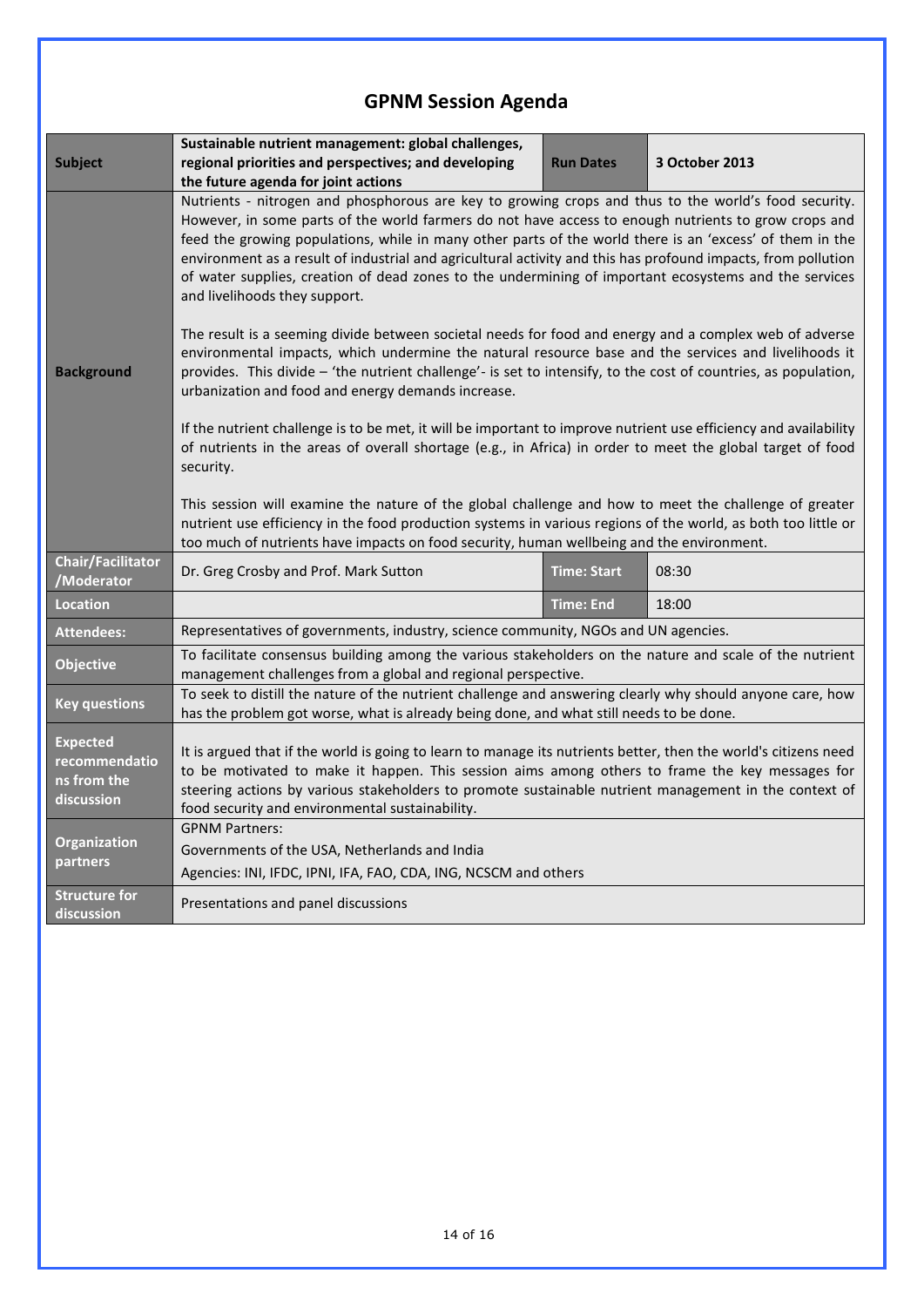# GPNM Session Agenda

| **Subject** | **Sustainable nutrient management: global challenges, regional priorities and perspectives; and developing the future agenda for joint actions** | **Run Dates** | **3 October 2013** |
|---|---|---|---|
| **Background** | Nutrients - nitrogen and phosphorous are key to growing crops and thus to the world's food security. However, in some parts of the world farmers do not have access to enough nutrients to grow crops and feed the growing populations, while in many other parts of the world there is an 'excess' of them in the environment as a result of industrial and agricultural activity and this has profound impacts, from pollution of water supplies, creation of dead zones to the undermining of important ecosystems and the services and livelihoods they support.<br><br>The result is a seeming divide between societal needs for food and energy and a complex web of adverse environmental impacts, which undermine the natural resource base and the services and livelihoods it provides. This divide – 'the nutrient challenge'- is set to intensify, to the cost of countries, as population, urbanization and food and energy demands increase.<br><br>If the nutrient challenge is to be met, it will be important to improve nutrient use efficiency and availability of nutrients in the areas of overall shortage (e.g., in Africa) in order to meet the global target of food security.<br><br>This session will examine the nature of the global challenge and how to meet the challenge of greater nutrient use efficiency in the food production systems in various regions of the world, as both too little or too much of nutrients have impacts on food security, human wellbeing and the environment. | | |
| **Chair/Facilitator /Moderator** | Dr. Greg Crosby and Prof. Mark Sutton | **Time: Start** | 08:30 |
| **Location** | | **Time: End** | 18:00 |
| **Attendees:** | Representatives of governments, industry, science community, NGOs and UN agencies. | | |
| **Objective** | To facilitate consensus building among the various stakeholders on the nature and scale of the nutrient management challenges from a global and regional perspective. | | |
| **Key questions** | To seek to distill the nature of the nutrient challenge and answering clearly why should anyone care, how has the problem got worse, what is already being done, and what still needs to be done. | | |
| **Expected recommendations from the discussion** | It is argued that if the world is going to learn to manage its nutrients better, then the world's citizens need to be motivated to make it happen. This session aims among others to frame the key messages for steering actions by various stakeholders to promote sustainable nutrient management in the context of food security and environmental sustainability. | | |
| **Organization partners** | GPNM Partners:<br>Governments of the USA, Netherlands and India<br>Agencies: INI, IFDC, IPNI, IFA, FAO, CDA, ING, NCSCM and others | | |
| **Structure for discussion** | Presentations and panel discussions | | |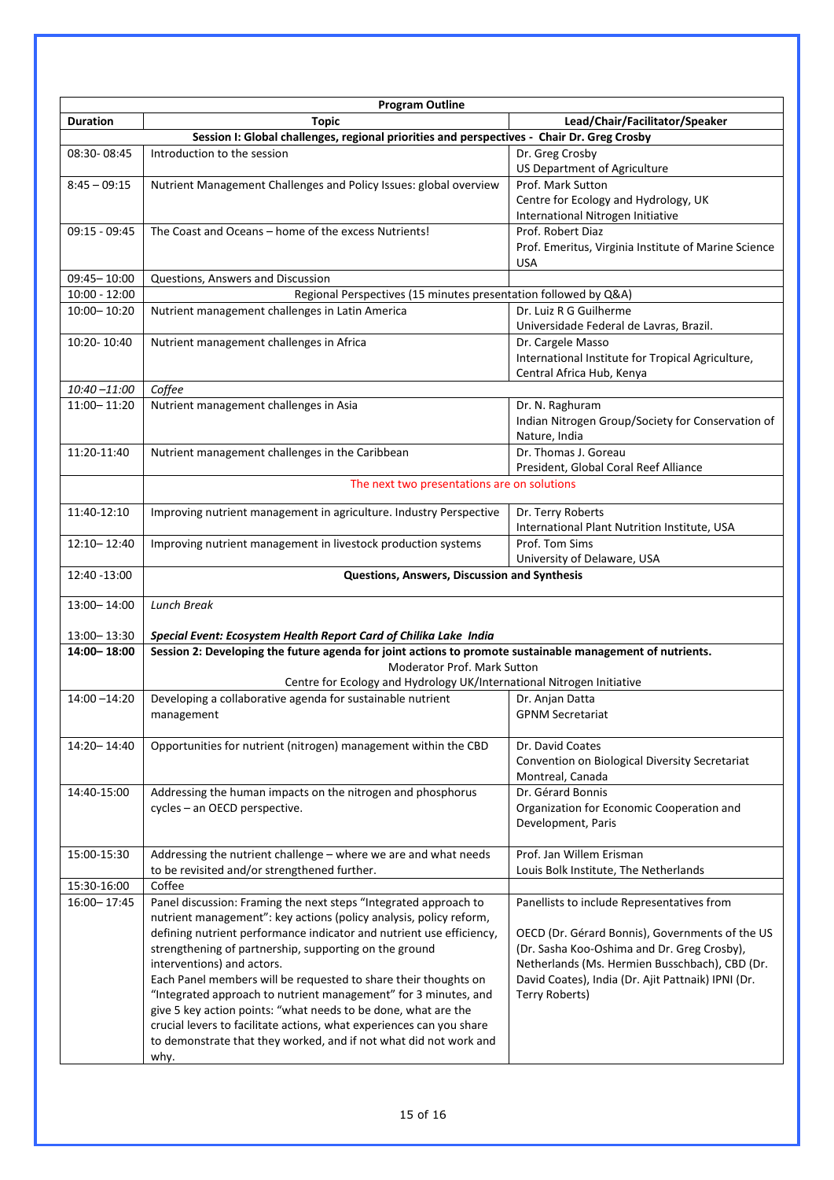| Program Outline | | |
|---|---|---|
| **Duration** | **Topic** | **Lead/Chair/Facilitator/Speaker** |
| **Session I: Global challenges, regional priorities and perspectives - Chair Dr. Greg Crosby** | | |
| 08:30- 08:45 | Introduction to the session | Dr. Greg Crosby<br>US Department of Agriculture |
| 8:45 – 09:15 | Nutrient Management Challenges and Policy Issues: global overview | Prof. Mark Sutton<br>Centre for Ecology and Hydrology, UK<br>International Nitrogen Initiative |
| 09:15 - 09:45 | The Coast and Oceans – home of the excess Nutrients! | Prof. Robert Diaz<br>Prof. Emeritus, Virginia Institute of Marine Science USA |
| 09:45– 10:00 | Questions, Answers and Discussion | |
| 10:00 - 12:00 | Regional Perspectives (15 minutes presentation followed by Q&A) | |
| 10:00– 10:20 | Nutrient management challenges in Latin America | Dr. Luiz R G Guilherme<br>Universidade Federal de Lavras, Brazil. |
| 10:20- 10:40 | Nutrient management challenges in Africa | Dr. Cargele Masso<br>International Institute for Tropical Agriculture, Central Africa Hub, Kenya |
| *10:40 –11:00* | *Coffee* | |
| 11:00– 11:20 | Nutrient management challenges in Asia | Dr. N. Raghuram<br>Indian Nitrogen Group/Society for Conservation of Nature, India |
| 11:20-11:40 | Nutrient management challenges in the Caribbean | Dr. Thomas J. Goreau<br>President, Global Coral Reef Alliance |
| | The next two presentations are on solutions | |
| 11:40-12:10 | Improving nutrient management in agriculture. Industry Perspective | Dr. Terry Roberts<br>International Plant Nutrition Institute, USA |
| 12:10– 12:40 | Improving nutrient management in livestock production systems | Prof. Tom Sims<br>University of Delaware, USA |
| 12:40 -13:00 | **Questions, Answers, Discussion and Synthesis** | |
| 13:00– 14:00<br><br>13:00– 13:30 | *Lunch Break*<br><br>***Special Event: Ecosystem Health Report Card of Chilika Lake India*** | |
| **14:00– 18:00** | **Session 2: Developing the future agenda for joint actions to promote sustainable management of nutrients.**<br>Moderator Prof. Mark Sutton<br>Centre for Ecology and Hydrology UK/International Nitrogen Initiative | |
| 14:00 –14:20 | Developing a collaborative agenda for sustainable nutrient management | Dr. Anjan Datta<br>GPNM Secretariat |
| 14:20– 14:40 | Opportunities for nutrient (nitrogen) management within the CBD | Dr. David Coates<br>Convention on Biological Diversity Secretariat Montreal, Canada |
| 14:40-15:00 | Addressing the human impacts on the nitrogen and phosphorus cycles – an OECD perspective. | Dr. Gérard Bonnis<br>Organization for Economic Cooperation and Development, Paris |
| 15:00-15:30 | Addressing the nutrient challenge – where we are and what needs to be revisited and/or strengthened further. | Prof. Jan Willem Erisman<br>Louis Bolk Institute, The Netherlands |
| 15:30-16:00 | Coffee | |
| 16:00– 17:45 | Panel discussion: Framing the next steps "Integrated approach to nutrient management": key actions (policy analysis, policy reform, defining nutrient performance indicator and nutrient use efficiency, strengthening of partnership, supporting on the ground interventions) and actors.<br>Each Panel members will be requested to share their thoughts on "Integrated approach to nutrient management" for 3 minutes, and give 5 key action points: "what needs to be done, what are the crucial levers to facilitate actions, what experiences can you share to demonstrate that they worked, and if not what did not work and why. | Panellists to include Representatives from<br><br>OECD (Dr. Gérard Bonnis), Governments of the US (Dr. Sasha Koo-Oshima and Dr. Greg Crosby), Netherlands (Ms. Hermien Busschbach), CBD (Dr. David Coates), India (Dr. Ajit Pattnaik) IPNI (Dr. Terry Roberts) |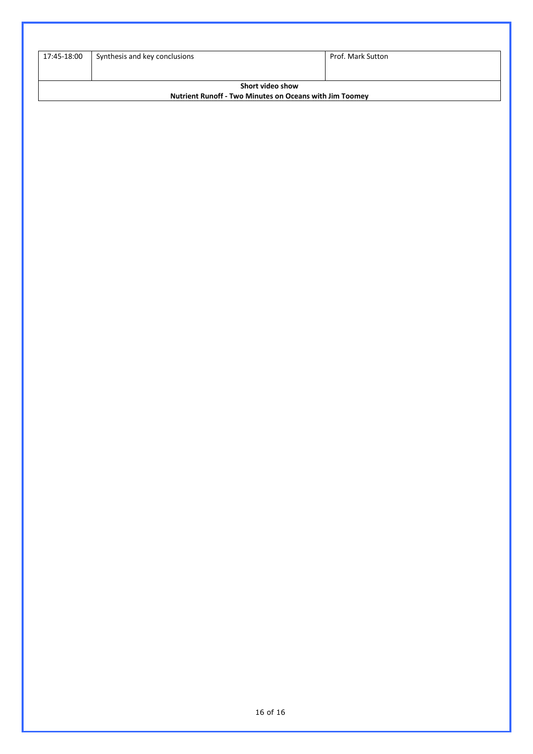| | | |
|---|---|---|
| 17:45-18:00 | Synthesis and key conclusions | Prof. Mark Sutton |
| **Short video show**<br>**Nutrient Runoff - Two Minutes on Oceans with Jim Toomey** | | |